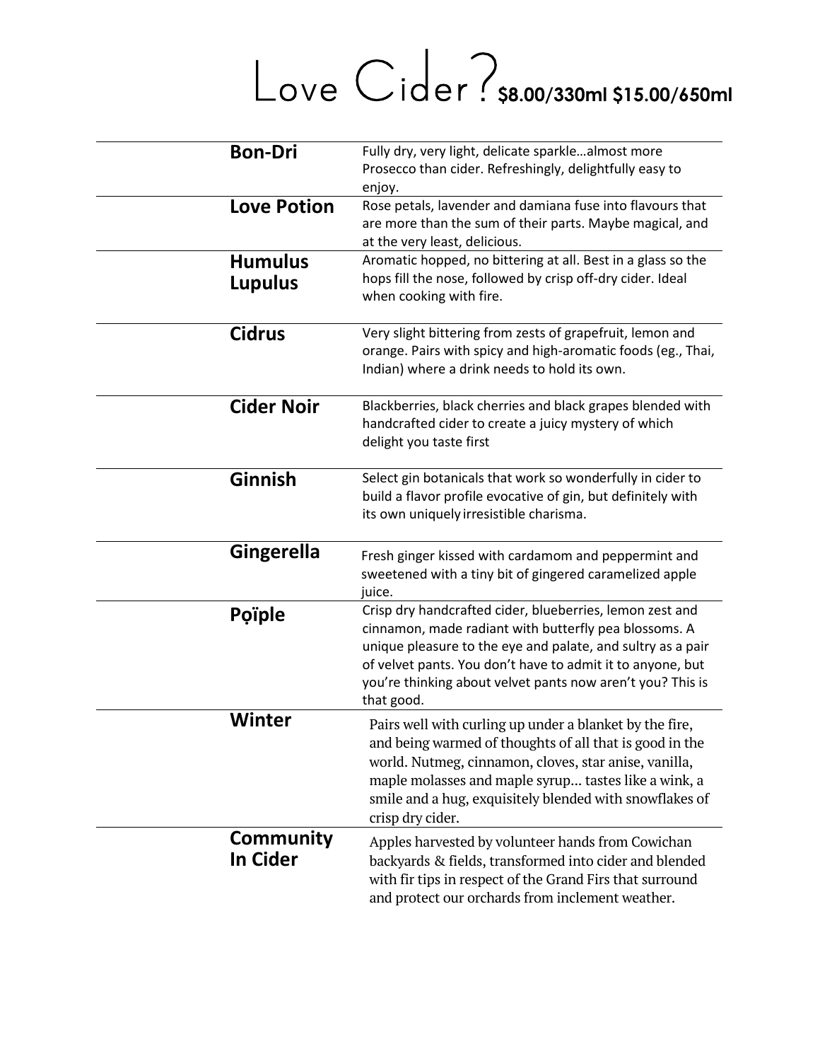# Love Cider? $8.00/330ml $15.00/650ml

| | |
|---|---|
| **Bon-Dri** | Fully dry, very light, delicate sparkle…almost more Prosecco than cider. Refreshingly, delightfully easy to enjoy. |
| **Love Potion** | Rose petals, lavender and damiana fuse into flavours that are more than the sum of their parts. Maybe magical, and at the very least, delicious. |
| **Humulus Lupulus** | Aromatic hopped, no bittering at all. Best in a glass so the hops fill the nose, followed by crisp off-dry cider. Ideal when cooking with fire. |
| **Cidrus** | Very slight bittering from zests of grapefruit, lemon and orange. Pairs with spicy and high-aromatic foods (eg., Thai, Indian) where a drink needs to hold its own. |
| **Cider Noir** | Blackberries, black cherries and black grapes blended with handcrafted cider to create a juicy mystery of which delight you taste first |
| **Ginnish** | Select gin botanicals that work so wonderfully in cider to build a flavor profile evocative of gin, but definitely with its own uniquely irresistible charisma. |
| **Gingerella** | Fresh ginger kissed with cardamom and peppermint and sweetened with a tiny bit of gingered caramelized apple juice. |
| **Pọïple** | Crisp dry handcrafted cider, blueberries, lemon zest and cinnamon, made radiant with butterfly pea blossoms. A unique pleasure to the eye and palate, and sultry as a pair of velvet pants. You don't have to admit it to anyone, but you're thinking about velvet pants now aren't you? This is that good. |
| **Winter** | Pairs well with curling up under a blanket by the fire, and being warmed of thoughts of all that is good in the world. Nutmeg, cinnamon, cloves, star anise, vanilla, maple molasses and maple syrup... tastes like a wink, a smile and a hug, exquisitely blended with snowflakes of crisp dry cider. |
| **Community In Cider** | Apples harvested by volunteer hands from Cowichan backyards & fields, transformed into cider and blended with fir tips in respect of the Grand Firs that surround and protect our orchards from inclement weather. |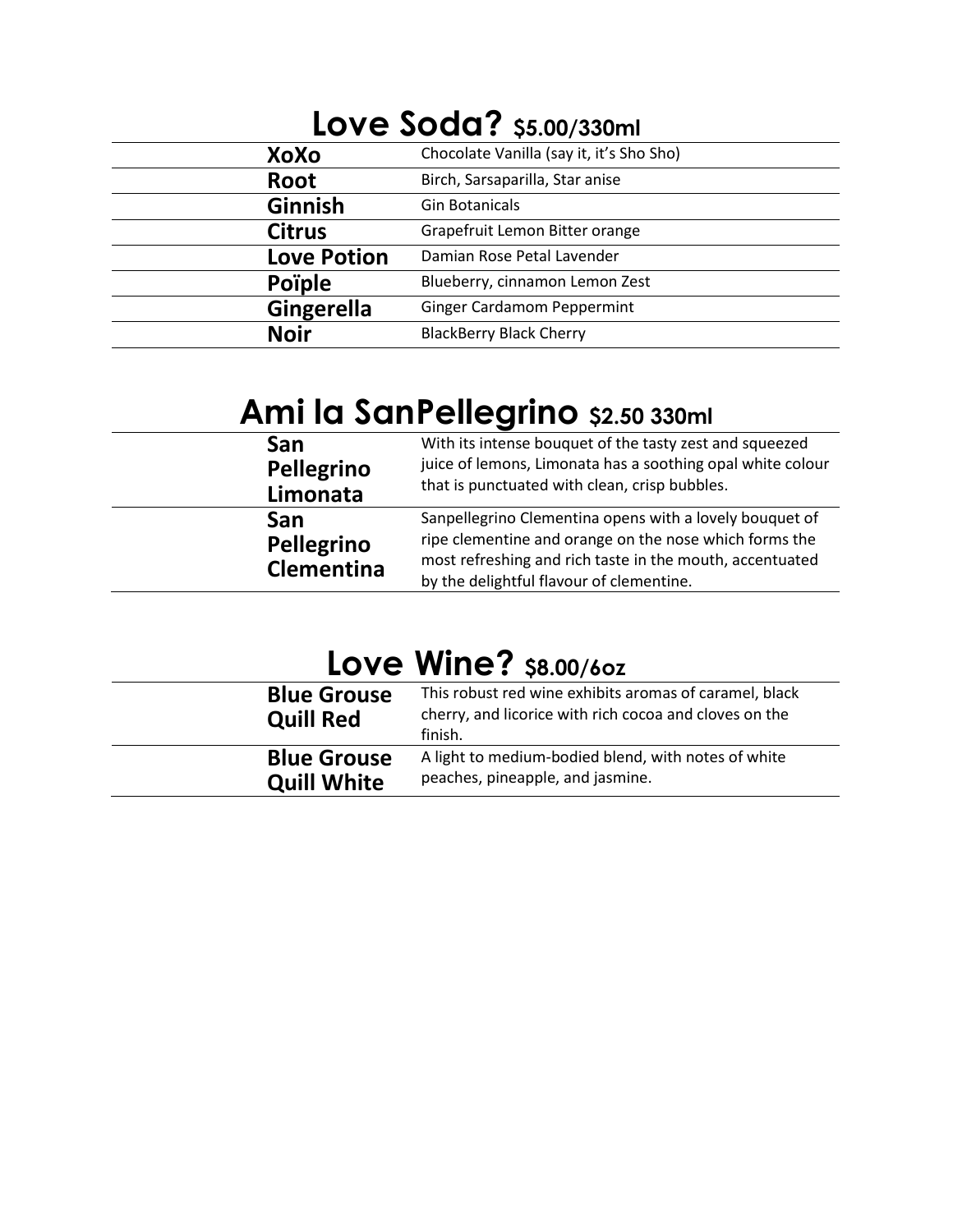# Love Soda? $5.00/330ml

| | |
|---|---|
| **XoXo** | Chocolate Vanilla (say it, it's Sho Sho) |
| **Root** | Birch, Sarsaparilla, Star anise |
| **Ginnish** | Gin Botanicals |
| **Citrus** | Grapefruit Lemon Bitter orange |
| **Love Potion** | Damian Rose Petal Lavender |
| **Poïple** | Blueberry, cinnamon Lemon Zest |
| **Gingerella** | Ginger Cardamom Peppermint |
| **Noir** | BlackBerry Black Cherry |

# Ami la SanPellegrino $2.50 330ml

| | |
|---|---|
| **San Pellegrino Limonata** | With its intense bouquet of the tasty zest and squeezed juice of lemons, Limonata has a soothing opal white colour that is punctuated with clean, crisp bubbles. |
| **San Pellegrino Clementina** | Sanpellegrino Clementina opens with a lovely bouquet of ripe clementine and orange on the nose which forms the most refreshing and rich taste in the mouth, accentuated by the delightful flavour of clementine. |

# Love Wine? $8.00/6oz

| | |
|---|---|
| **Blue Grouse Quill Red** | This robust red wine exhibits aromas of caramel, black cherry, and licorice with rich cocoa and cloves on the finish. |
| **Blue Grouse Quill White** | A light to medium-bodied blend, with notes of white peaches, pineapple, and jasmine. |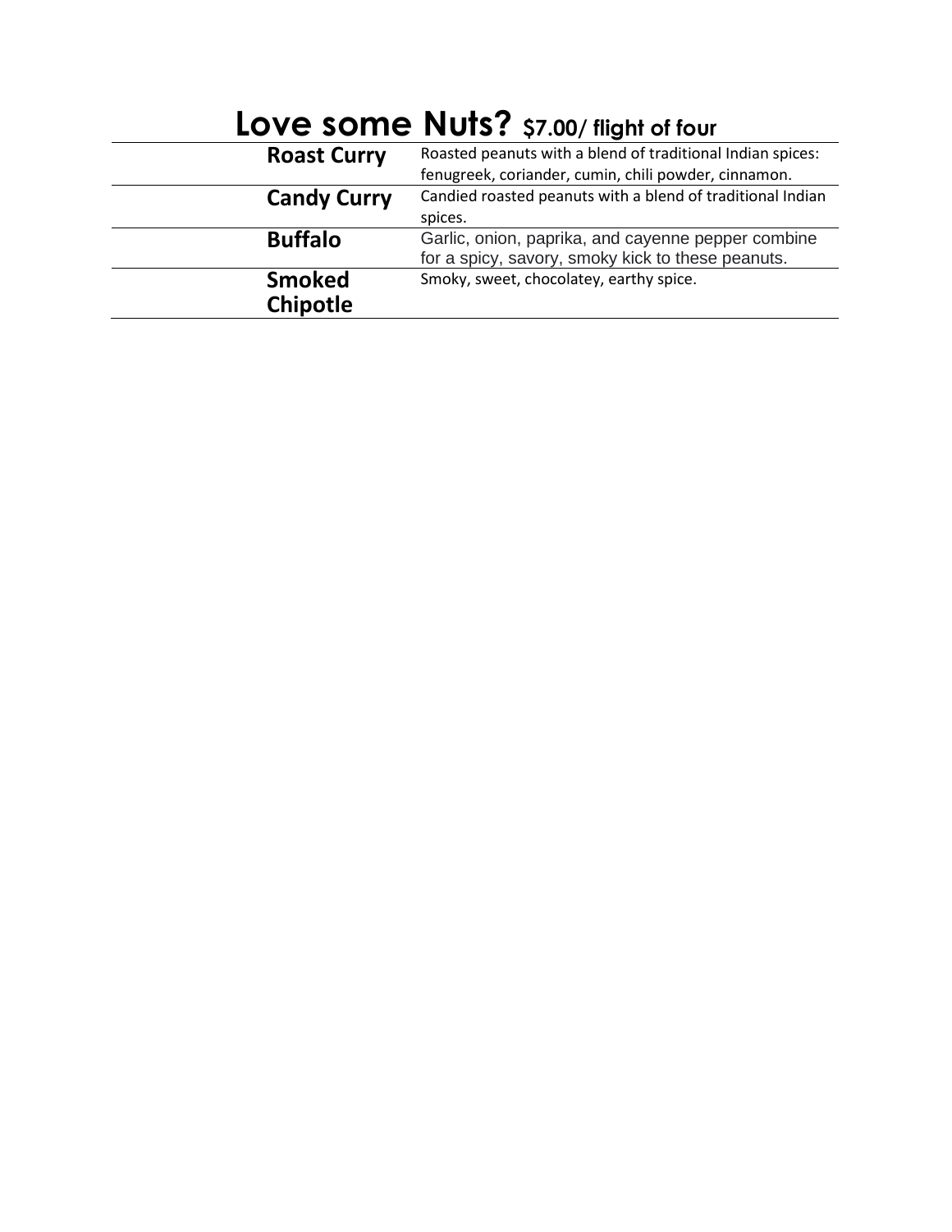# Love some Nuts? $7.00/ flight of four

| | |
|---|---|
| **Roast Curry** | Roasted peanuts with a blend of traditional Indian spices: fenugreek, coriander, cumin, chili powder, cinnamon. |
| **Candy Curry** | Candied roasted peanuts with a blend of traditional Indian spices. |
| **Buffalo** | Garlic, onion, paprika, and cayenne pepper combine for a spicy, savory, smoky kick to these peanuts. |
| **Smoked Chipotle** | Smoky, sweet, chocolatey, earthy spice. |